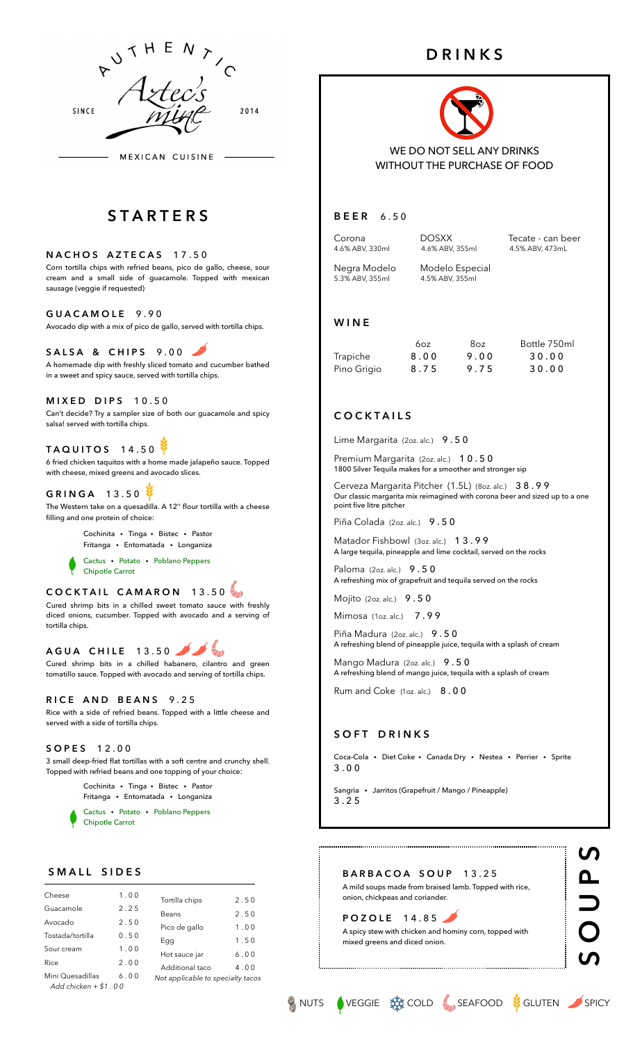AUTHENTIC

Aztec's mine

SINCE 2014

MEXICAN CUISINE

# STARTERS

### NACHOS AZTECAS 17.50

Corn tortilla chips with refried beans, pico de gallo, cheese, sour cream and a small side of guacamole. Topped with mexican sausage (veggie if requested)

### GUACAMOLE 9.90

Avocado dip with a mix of pico de gallo, served with tortilla chips.

### SALSA & CHIPS 9.00

A homemade dip with freshly sliced tomato and cucumber bathed in a sweet and spicy sauce, served with tortilla chips.

### MIXED DIPS 10.50

Can't decide? Try a sampler size of both our guacamole and spicy salsa! served with tortilla chips.

### TAQUITOS 14.50

6 fried chicken taquitos with a home made jalapeño sauce. Topped with cheese, mixed greens and avocado slices.

### GRINGA 13.50

The Western take on a quesadilla. A 12'' flour tortilla with a cheese filling and one protein of choice:

Cochinita • Tinga • Bistec • Pastor
Fritanga • Entomatada • Longaniza

Cactus • Potato • Poblano Peppers
Chipotle Carrot

### COCKTAIL CAMARON 13.50

Cured shrimp bits in a chilled sweet tomato sauce with freshly diced onions, cucumber. Topped with avocado and a serving of tortilla chips.

### AGUA CHILE 13.50

Cured shrimp bits in a chilled habanero, cilantro and green tomatillo sauce. Topped with avocado and serving of tortilla chips.

### RICE AND BEANS 9.25

Rice with a side of refried beans. Topped with a little cheese and served with a side of tortilla chips.

### SOPES 12.00

3 small deep-fried flat tortillas with a soft centre and crunchy shell. Topped with refried beans and one topping of your choice:

Cochinita • Tinga • Bistec • Pastor
Fritanga • Entomatada • Longaniza

Cactus • Potato • Poblano Peppers
Chipotle Carrot

## SMALL SIDES

| Item | Price |
|---|---|
| Cheese | 1.00 |
| Guacamole | 2.25 |
| Avocado | 2.50 |
| Tostada/tortilla | 0.50 |
| Sour cream | 1.00 |
| Rice | 2.00 |
| Mini Quesadillas | 6.00 |
| Tortilla chips | 2.50 |
| Beans | 2.50 |
| Pico de gallo | 1.00 |
| Egg | 1.50 |
| Hot sauce jar | 6.00 |
| Additional taco | 4.00 |

*Add chicken + $1.00*

*Not applicable to specialty tacos*

# DRINKS

WE DO NOT SELL ANY DRINKS WITHOUT THE PURCHASE OF FOOD

## BEER 6.50

Corona
4.6% ABV, 330ml

DOSXX
4.6% ABV, 355ml

Tecate - can beer
4.5% ABV, 473mL

Negra Modelo
5.3% ABV, 355ml

Modelo Especial
4.5% ABV, 355ml

## WINE

| | 6oz | 8oz | Bottle 750ml |
|---|---|---|---|
| Trapiche | 8.00 | 9.00 | 30.00 |
| Pino Grigio | 8.75 | 9.75 | 30.00 |

## COCKTAILS

Lime Margarita (2oz. alc.) 9.50

Premium Margarita (2oz. alc.) 10.50
1800 Silver Tequila makes for a smoother and stronger sip

Cerveza Margarita Pitcher (1.5L) (8oz. alc.) 38.99
Our classic margarita mix reimagined with corona beer and sized up to a one point five litre pitcher

Piña Colada (2oz. alc.) 9.50

Matador Fishbowl (3oz. alc.) 13.99
A large tequila, pineapple and lime cocktail, served on the rocks

Paloma (2oz. alc.) 9.50
A refreshing mix of grapefruit and tequila served on the rocks

Mojito (2oz. alc.) 9.50

Mimosa (1oz. alc.) 7.99

Piña Madura (2oz. alc.) 9.50
A refreshing blend of pineapple juice, tequila with a splash of cream

Mango Madura (2oz. alc.) 9.50
A refreshing blend of mango juice, tequila with a splash of cream

Rum and Coke (1oz. alc.) 8.00

## SOFT DRINKS

Coca-Cola • Diet Coke • Canada Dry • Nestea • Perrier • Sprite
3.00

Sangria • Jarritos (Grapefruit / Mango / Pineapple)
3.25

# SOUPS

### BARBACOA SOUP 13.25

A mild soups made from braised lamb. Topped with rice, onion, chickpeas and coriander.

### POZOLE 14.85

A spicy stew with chicken and hominy corn, topped with mixed greens and diced onion.

NUTS • VEGGIE • COLD • SEAFOOD • GLUTEN • SPICY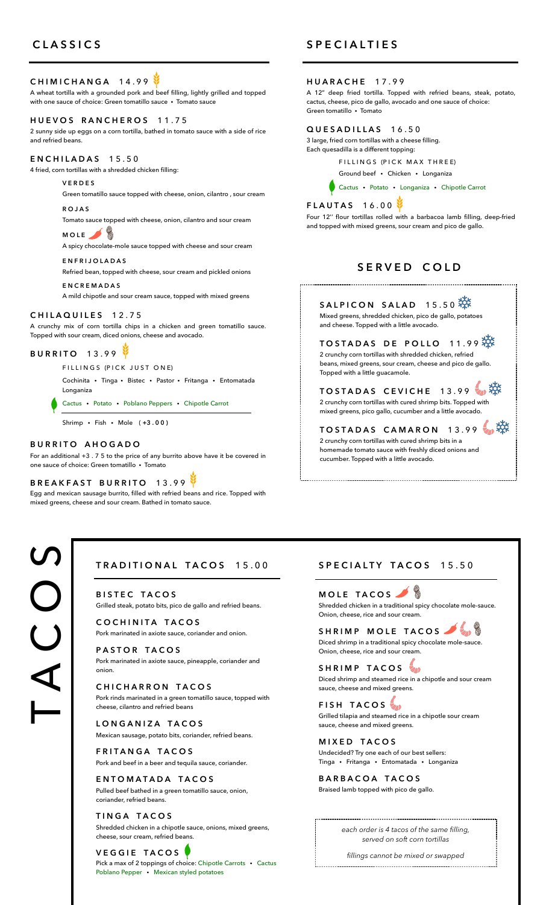## CLASSICS

### CHIMICHANGA 14.99

A wheat tortilla with a grounded pork and beef filling, lightly grilled and topped with one sauce of choice: Green tomatillo sauce • Tomato sauce

### HUEVOS RANCHEROS 11.75

2 sunny side up eggs on a corn tortilla, bathed in tomato sauce with a side of rice and refried beans.

### ENCHILADAS 15.50

4 fried, corn tortillas with a shredded chicken filling:

**VERDES**

Green tomatillo sauce topped with cheese, onion, cilantro , sour cream

**ROJAS**

Tomato sauce topped with cheese, onion, cilantro and sour cream

**MOLE**

A spicy chocolate-mole sauce topped with cheese and sour cream

**ENFRIJOLADAS**

Refried bean, topped with cheese, sour cream and pickled onions

**ENCREMADAS**

A mild chipotle and sour cream sauce, topped with mixed greens

### CHILAQUILES 12.75

A crunchy mix of corn tortilla chips in a chicken and green tomatillo sauce. Topped with sour cream, diced onions, cheese and avocado.

### BURRITO 13.99

FILLINGS (PICK JUST ONE)

Cochinita • Tinga • Bistec • Pastor • Fritanga • Entomatada Longaniza

Cactus • Potato • Poblano Peppers • Chipotle Carrot

Shrimp • Fish • Mole **(+3.00)**

### BURRITO AHOGADO

For an additional +3 . 7 5 to the price of any burrito above have it be covered in one sauce of choice: Green tomatillo • Tomato

### BREAKFAST BURRITO 13.99

Egg and mexican sausage burrito, filled with refried beans and rice. Topped with mixed greens, cheese and sour cream. Bathed in tomato sauce.

## SPECIALTIES

### HUARACHE 17.99

A 12" deep fried tortilla. Topped with refried beans, steak, potato, cactus, cheese, pico de gallo, avocado and one sauce of choice: Green tomatillo • Tomato

### QUESADILLAS 16.50

3 large, fried corn tortillas with a cheese filling.
Each quesadilla is a different topping:

FILLINGS (PICK MAX THREE)

Ground beef • Chicken • Longaniza

Cactus • Potato • Longaniza • Chipotle Carrot

### FLAUTAS 16.00

Four 12'' flour tortillas rolled with a barbacoa lamb filling, deep-fried and topped with mixed greens, sour cream and pico de gallo.

## SERVED COLD

### SALPICON SALAD 15.50

Mixed greens, shredded chicken, pico de gallo, potatoes and cheese. Topped with a little avocado.

### TOSTADAS DE POLLO 11.99

2 crunchy corn tortillas with shredded chicken, refried beans, mixed greens, sour cream, cheese and pico de gallo. Topped with a little guacamole.

### TOSTADAS CEVICHE 13.99

2 crunchy corn tortillas with cured shrimp bits. Topped with mixed greens, pico gallo, cucumber and a little avocado.

### TOSTADAS CAMARON 13.99

2 crunchy corn tortillas with cured shrimp bits in a homemade tomato sauce with freshly diced onions and cucumber. Topped with a little avocado.

# TACOS

## TRADITIONAL TACOS 15.00

### BISTEC TACOS

Grilled steak, potato bits, pico de gallo and refried beans.

### COCHINITA TACOS

Pork marinated in axiote sauce, coriander and onion.

### PASTOR TACOS

Pork marinated in axiote sauce, pineapple, coriander and onion.

### CHICHARRON TACOS

Pork rinds marinated in a green tomatillo sauce, topped with cheese, cilantro and refried beans

### LONGANIZA TACOS

Mexican sausage, potato bits, coriander, refried beans.

### FRITANGA TACOS

Pork and beef in a beer and tequila sauce, coriander.

### ENTOMATADA TACOS

Pulled beef bathed in a green tomatillo sauce, onion, coriander, refried beans.

### TINGA TACOS

Shredded chicken in a chipotle sauce, onions, mixed greens, cheese, sour cream, refried beans.

### VEGGIE TACOS

Pick a max of 2 toppings of choice: Chipotle Carrots • Cactus Poblano Pepper • Mexican styled potatoes

## SPECIALTY TACOS 15.50

### MOLE TACOS

Shredded chicken in a traditional spicy chocolate mole-sauce. Onion, cheese, rice and sour cream.

### SHRIMP MOLE TACOS

Diced shrimp in a traditional spicy chocolate mole-sauce. Onion, cheese, rice and sour cream.

### SHRIMP TACOS

Diced shrimp and steamed rice in a chipotle and sour cream sauce, cheese and mixed greens.

### FISH TACOS

Grilled tilapia and steamed rice in a chipotle sour cream sauce, cheese and mixed greens.

### MIXED TACOS

Undecided? Try one each of our best sellers:
Tinga • Fritanga • Entomatada • Longaniza

### BARBACOA TACOS

Braised lamb topped with pico de gallo.

*each order is 4 tacos of the same filling, served on soft corn tortillas*

*fillings cannot be mixed or swapped*